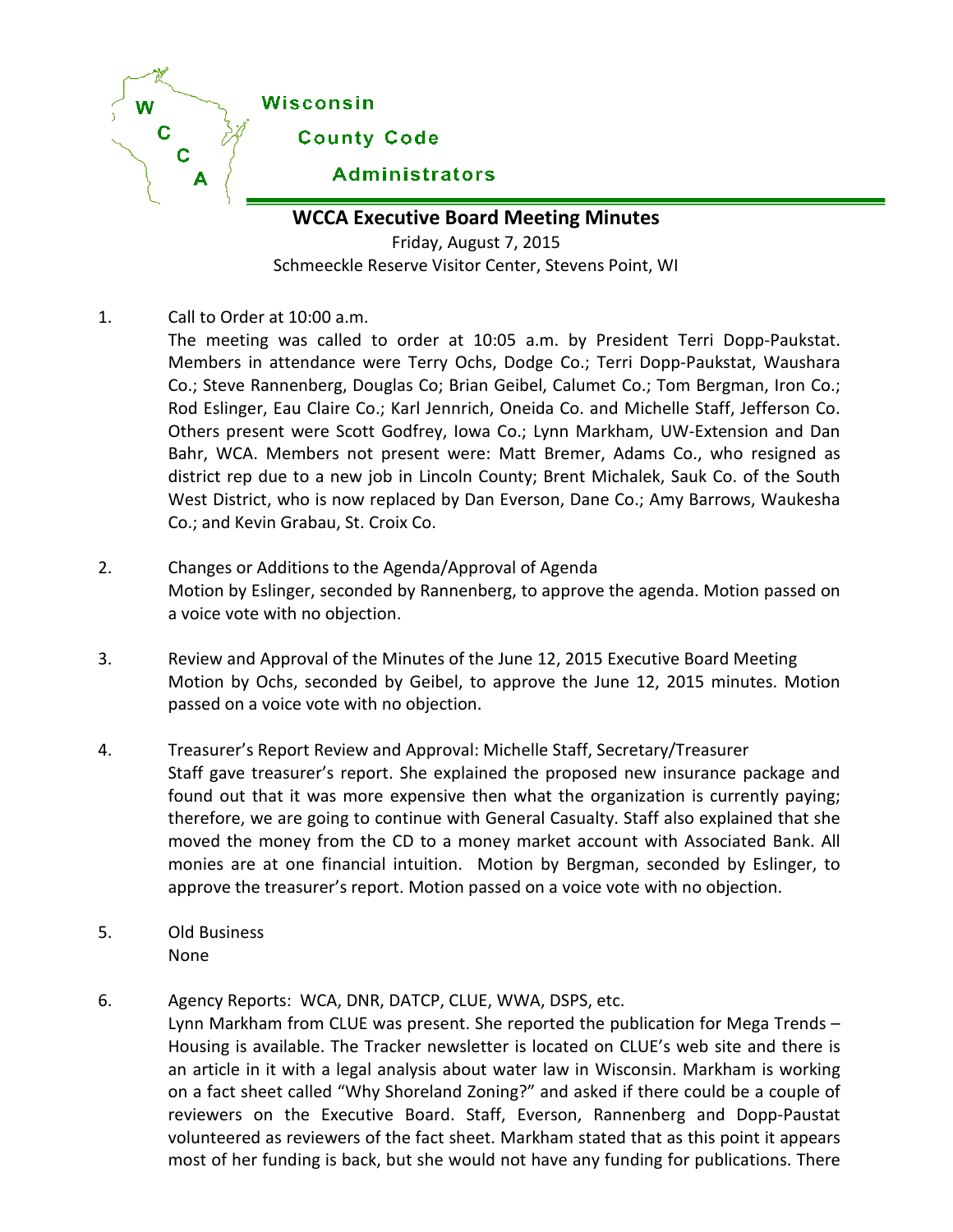Wisconsin

County Code

Administrators

## WCCA Executive Board Meeting Minutes

Friday, August 7, 2015
Schmeeckle Reserve Visitor Center, Stevens Point, WI

1. Call to Order at 10:00 a.m.
   The meeting was called to order at 10:05 a.m. by President Terri Dopp-Paukstat. Members in attendance were Terry Ochs, Dodge Co.; Terri Dopp-Paukstat, Waushara Co.; Steve Rannenberg, Douglas Co; Brian Geibel, Calumet Co.; Tom Bergman, Iron Co.; Rod Eslinger, Eau Claire Co.; Karl Jennrich, Oneida Co. and Michelle Staff, Jefferson Co. Others present were Scott Godfrey, Iowa Co.; Lynn Markham, UW-Extension and Dan Bahr, WCA. Members not present were: Matt Bremer, Adams Co., who resigned as district rep due to a new job in Lincoln County; Brent Michalek, Sauk Co. of the South West District, who is now replaced by Dan Everson, Dane Co.; Amy Barrows, Waukesha Co.; and Kevin Grabau, St. Croix Co.

2. Changes or Additions to the Agenda/Approval of Agenda
   Motion by Eslinger, seconded by Rannenberg, to approve the agenda. Motion passed on a voice vote with no objection.

3. Review and Approval of the Minutes of the June 12, 2015 Executive Board Meeting
   Motion by Ochs, seconded by Geibel, to approve the June 12, 2015 minutes. Motion passed on a voice vote with no objection.

4. Treasurer's Report Review and Approval: Michelle Staff, Secretary/Treasurer
   Staff gave treasurer's report. She explained the proposed new insurance package and found out that it was more expensive then what the organization is currently paying; therefore, we are going to continue with General Casualty. Staff also explained that she moved the money from the CD to a money market account with Associated Bank. All monies are at one financial intuition. Motion by Bergman, seconded by Eslinger, to approve the treasurer's report. Motion passed on a voice vote with no objection.

5. Old Business
   None

6. Agency Reports: WCA, DNR, DATCP, CLUE, WWA, DSPS, etc.
   Lynn Markham from CLUE was present. She reported the publication for Mega Trends – Housing is available. The Tracker newsletter is located on CLUE's web site and there is an article in it with a legal analysis about water law in Wisconsin. Markham is working on a fact sheet called "Why Shoreland Zoning?" and asked if there could be a couple of reviewers on the Executive Board. Staff, Everson, Rannenberg and Dopp-Paustat volunteered as reviewers of the fact sheet. Markham stated that as this point it appears most of her funding is back, but she would not have any funding for publications. There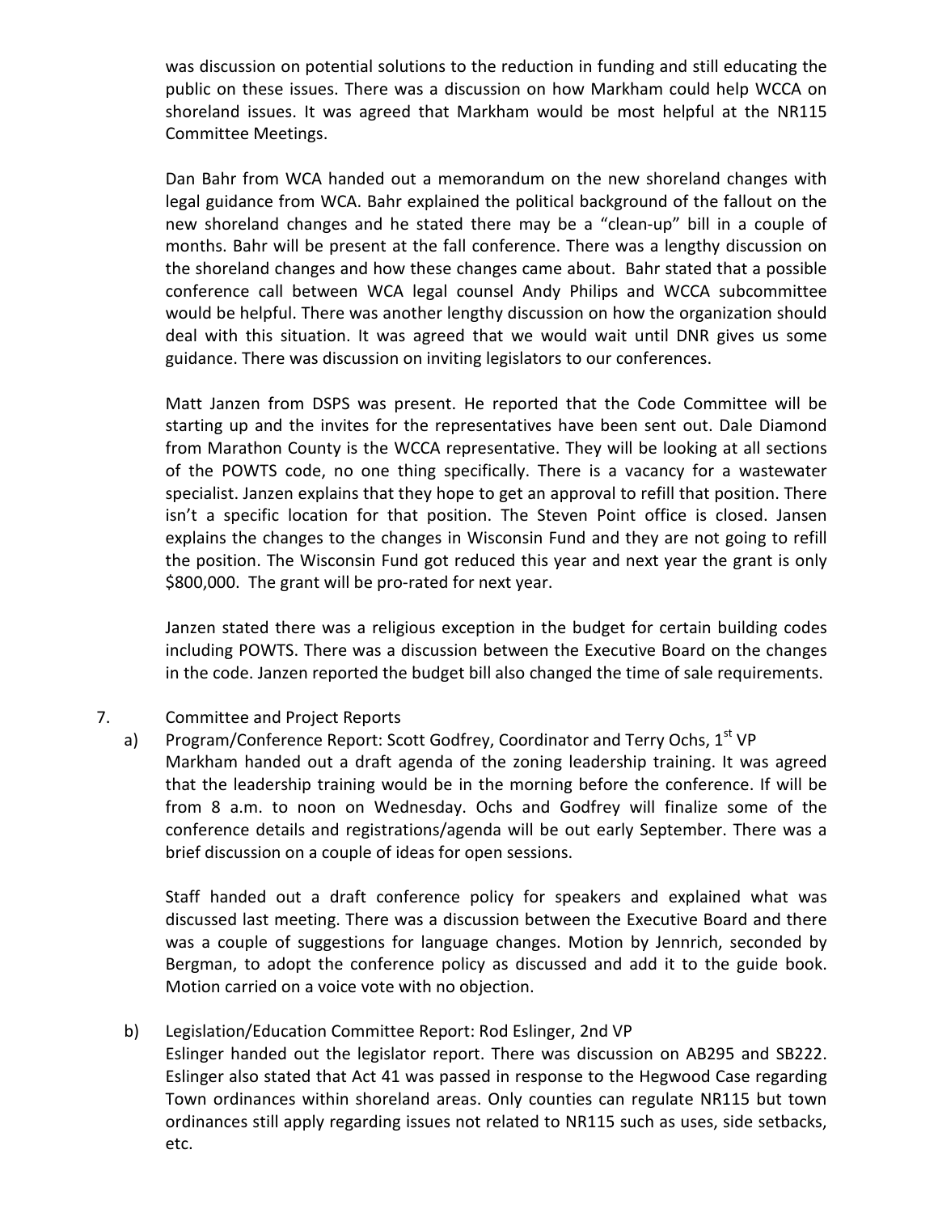was discussion on potential solutions to the reduction in funding and still educating the public on these issues. There was a discussion on how Markham could help WCCA on shoreland issues. It was agreed that Markham would be most helpful at the NR115 Committee Meetings.

Dan Bahr from WCA handed out a memorandum on the new shoreland changes with legal guidance from WCA. Bahr explained the political background of the fallout on the new shoreland changes and he stated there may be a "clean-up" bill in a couple of months. Bahr will be present at the fall conference. There was a lengthy discussion on the shoreland changes and how these changes came about. Bahr stated that a possible conference call between WCA legal counsel Andy Philips and WCCA subcommittee would be helpful. There was another lengthy discussion on how the organization should deal with this situation. It was agreed that we would wait until DNR gives us some guidance. There was discussion on inviting legislators to our conferences.

Matt Janzen from DSPS was present. He reported that the Code Committee will be starting up and the invites for the representatives have been sent out. Dale Diamond from Marathon County is the WCCA representative. They will be looking at all sections of the POWTS code, no one thing specifically. There is a vacancy for a wastewater specialist. Janzen explains that they hope to get an approval to refill that position. There isn't a specific location for that position. The Steven Point office is closed. Jansen explains the changes to the changes in Wisconsin Fund and they are not going to refill the position. The Wisconsin Fund got reduced this year and next year the grant is only $800,000. The grant will be pro-rated for next year.

Janzen stated there was a religious exception in the budget for certain building codes including POWTS. There was a discussion between the Executive Board on the changes in the code. Janzen reported the budget bill also changed the time of sale requirements.

7. Committee and Project Reports

a) Program/Conference Report: Scott Godfrey, Coordinator and Terry Ochs, 1st VP

Markham handed out a draft agenda of the zoning leadership training. It was agreed that the leadership training would be in the morning before the conference. If will be from 8 a.m. to noon on Wednesday. Ochs and Godfrey will finalize some of the conference details and registrations/agenda will be out early September. There was a brief discussion on a couple of ideas for open sessions.

Staff handed out a draft conference policy for speakers and explained what was discussed last meeting. There was a discussion between the Executive Board and there was a couple of suggestions for language changes. Motion by Jennrich, seconded by Bergman, to adopt the conference policy as discussed and add it to the guide book. Motion carried on a voice vote with no objection.

b) Legislation/Education Committee Report: Rod Eslinger, 2nd VP

Eslinger handed out the legislator report. There was discussion on AB295 and SB222. Eslinger also stated that Act 41 was passed in response to the Hegwood Case regarding Town ordinances within shoreland areas. Only counties can regulate NR115 but town ordinances still apply regarding issues not related to NR115 such as uses, side setbacks, etc.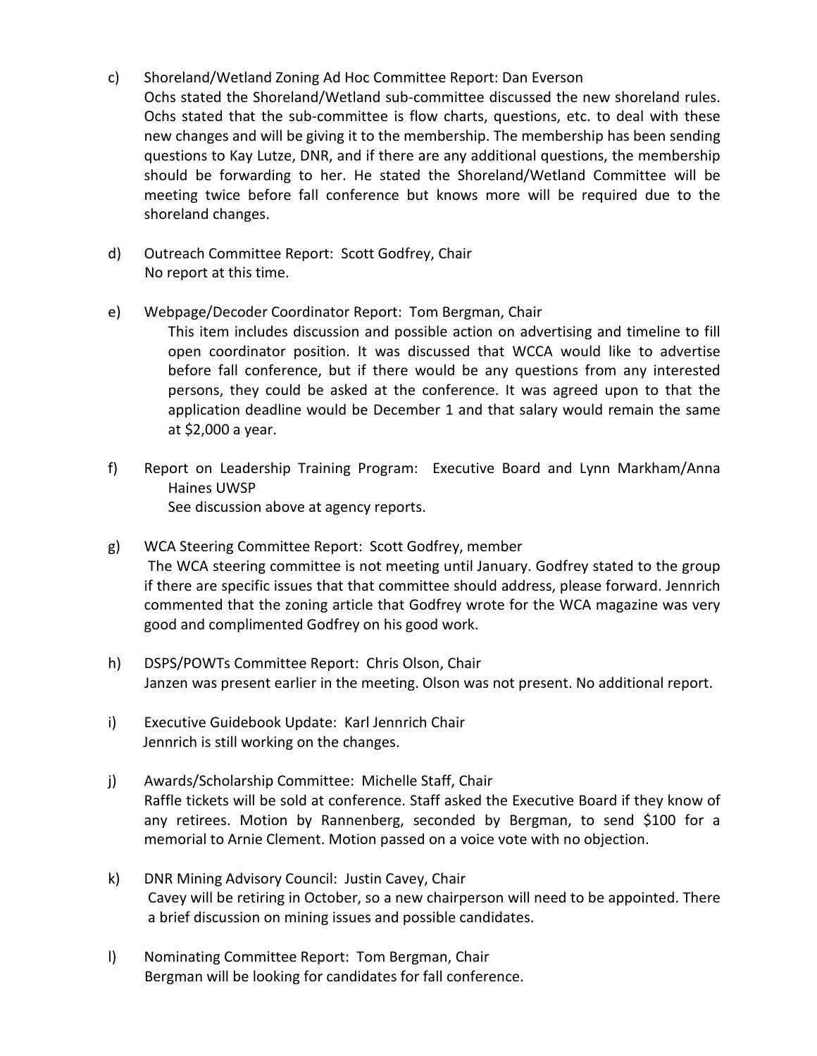c) Shoreland/Wetland Zoning Ad Hoc Committee Report: Dan Everson
Ochs stated the Shoreland/Wetland sub-committee discussed the new shoreland rules. Ochs stated that the sub-committee is flow charts, questions, etc. to deal with these new changes and will be giving it to the membership. The membership has been sending questions to Kay Lutze, DNR, and if there are any additional questions, the membership should be forwarding to her. He stated the Shoreland/Wetland Committee will be meeting twice before fall conference but knows more will be required due to the shoreland changes.

d) Outreach Committee Report: Scott Godfrey, Chair
No report at this time.

e) Webpage/Decoder Coordinator Report: Tom Bergman, Chair
This item includes discussion and possible action on advertising and timeline to fill open coordinator position. It was discussed that WCCA would like to advertise before fall conference, but if there would be any questions from any interested persons, they could be asked at the conference. It was agreed upon to that the application deadline would be December 1 and that salary would remain the same at $2,000 a year.

f) Report on Leadership Training Program: Executive Board and Lynn Markham/Anna Haines UWSP
See discussion above at agency reports.

g) WCA Steering Committee Report: Scott Godfrey, member
The WCA steering committee is not meeting until January. Godfrey stated to the group if there are specific issues that that committee should address, please forward. Jennrich commented that the zoning article that Godfrey wrote for the WCA magazine was very good and complimented Godfrey on his good work.

h) DSPS/POWTs Committee Report: Chris Olson, Chair
Janzen was present earlier in the meeting. Olson was not present. No additional report.

i) Executive Guidebook Update: Karl Jennrich Chair
Jennrich is still working on the changes.

j) Awards/Scholarship Committee: Michelle Staff, Chair
Raffle tickets will be sold at conference. Staff asked the Executive Board if they know of any retirees. Motion by Rannenberg, seconded by Bergman, to send $100 for a memorial to Arnie Clement. Motion passed on a voice vote with no objection.

k) DNR Mining Advisory Council: Justin Cavey, Chair
Cavey will be retiring in October, so a new chairperson will need to be appointed. There a brief discussion on mining issues and possible candidates.

l) Nominating Committee Report: Tom Bergman, Chair
Bergman will be looking for candidates for fall conference.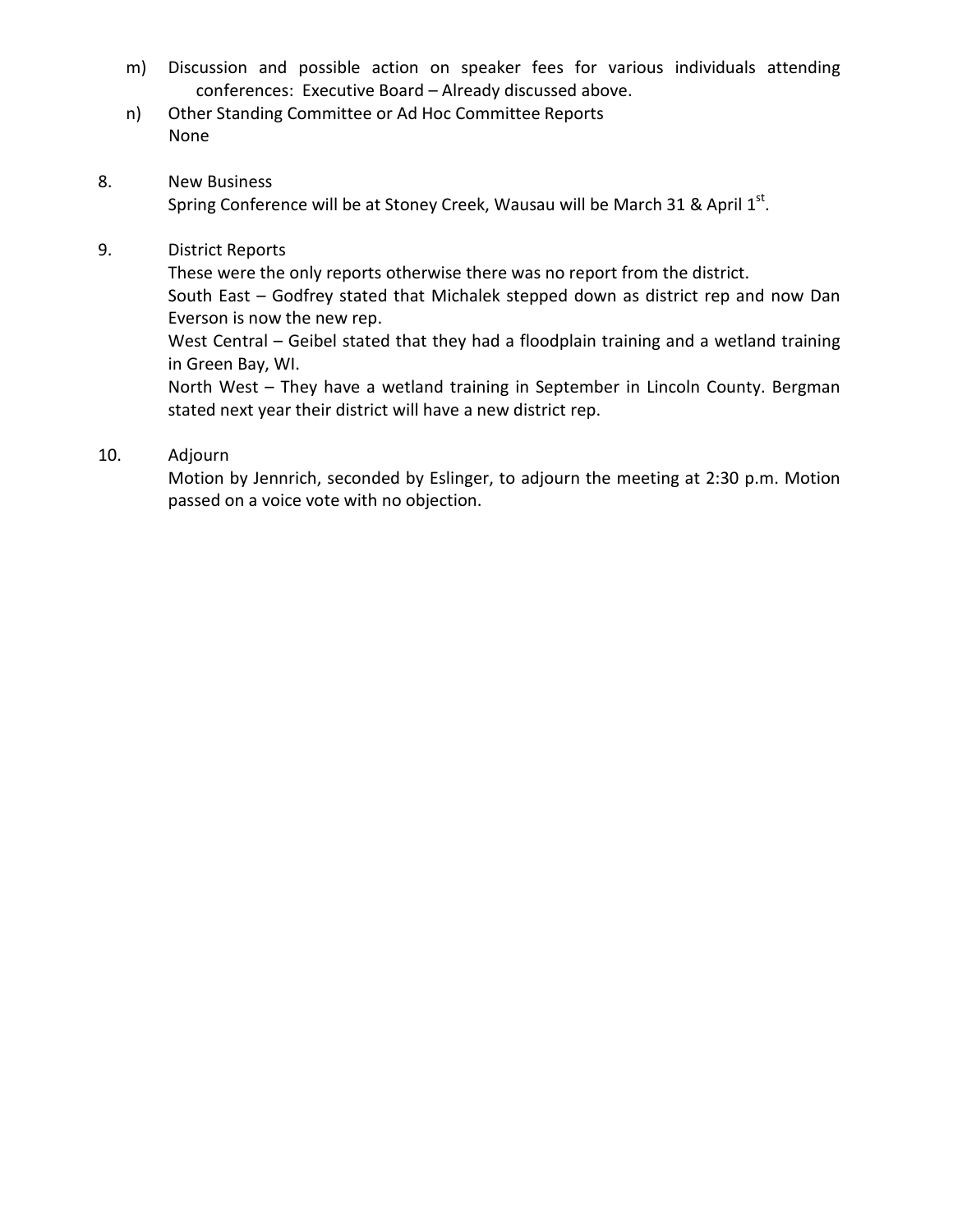m) Discussion and possible action on speaker fees for various individuals attending conferences: Executive Board – Already discussed above.

n) Other Standing Committee or Ad Hoc Committee Reports
None

8. New Business
Spring Conference will be at Stoney Creek, Wausau will be March 31 & April 1st.

9. District Reports
These were the only reports otherwise there was no report from the district.
South East – Godfrey stated that Michalek stepped down as district rep and now Dan Everson is now the new rep.
West Central – Geibel stated that they had a floodplain training and a wetland training in Green Bay, WI.
North West – They have a wetland training in September in Lincoln County. Bergman stated next year their district will have a new district rep.

10. Adjourn
Motion by Jennrich, seconded by Eslinger, to adjourn the meeting at 2:30 p.m. Motion passed on a voice vote with no objection.